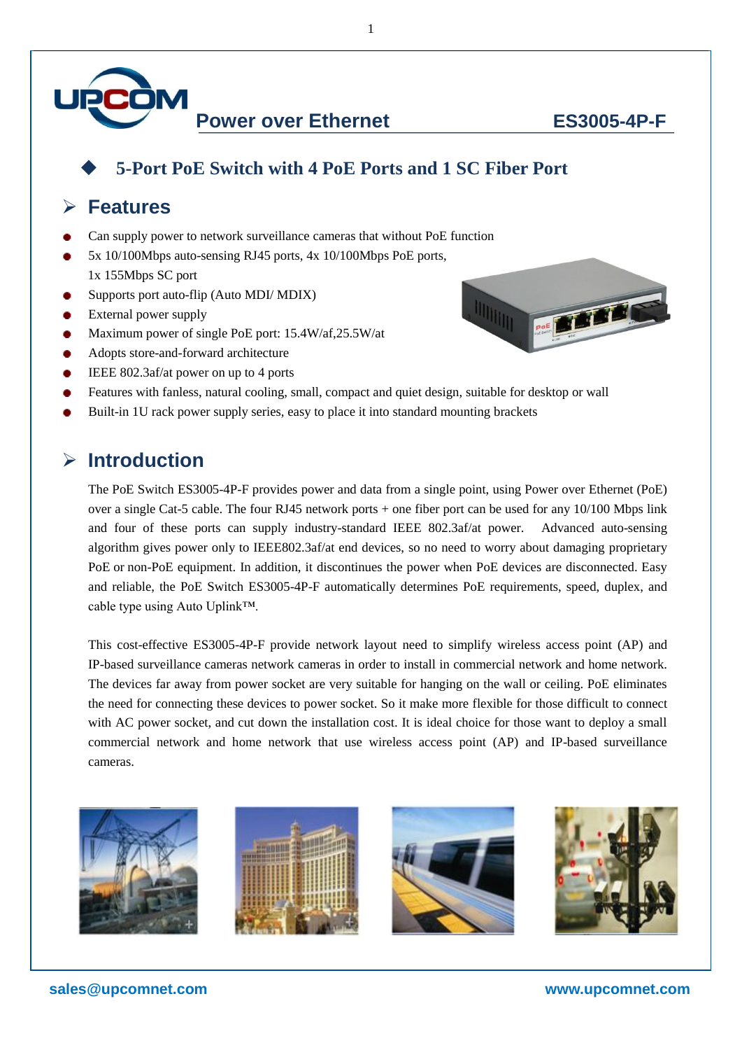# Power over Ethernet — ES3005-4P-F

## 5-Port PoE Switch with 4 PoE Ports and 1 SC Fiber Port

## Features

- Can supply power to network surveillance cameras that without PoE function
- 5x 10/100Mbps auto-sensing RJ45 ports, 4x 10/100Mbps PoE ports, 1x 155Mbps SC port
- Supports port auto-flip (Auto MDI/ MDIX)
- External power supply
- Maximum power of single PoE port: 15.4W/af,25.5W/at
- Adopts store-and-forward architecture
- IEEE 802.3af/at power on up to 4 ports
- Features with fanless, natural cooling, small, compact and quiet design, suitable for desktop or wall
- Built-in 1U rack power supply series, easy to place it into standard mounting brackets

## Introduction

The PoE Switch ES3005-4P-F provides power and data from a single point, using Power over Ethernet (PoE) over a single Cat-5 cable. The four RJ45 network ports + one fiber port can be used for any 10/100 Mbps link and four of these ports can supply industry-standard IEEE 802.3af/at power. Advanced auto-sensing algorithm gives power only to IEEE802.3af/at end devices, so no need to worry about damaging proprietary PoE or non-PoE equipment. In addition, it discontinues the power when PoE devices are disconnected. Easy and reliable, the PoE Switch ES3005-4P-F automatically determines PoE requirements, speed, duplex, and cable type using Auto Uplink™.

This cost-effective ES3005-4P-F provide network layout need to simplify wireless access point (AP) and IP-based surveillance cameras network cameras in order to install in commercial network and home network. The devices far away from power socket are very suitable for hanging on the wall or ceiling. PoE eliminates the need for connecting these devices to power socket. So it make more flexible for those difficult to connect with AC power socket, and cut down the installation cost. It is ideal choice for those want to deploy a small commercial network and home network that use wireless access point (AP) and IP-based surveillance cameras.

sales@upcomnet.com www.upcomnet.com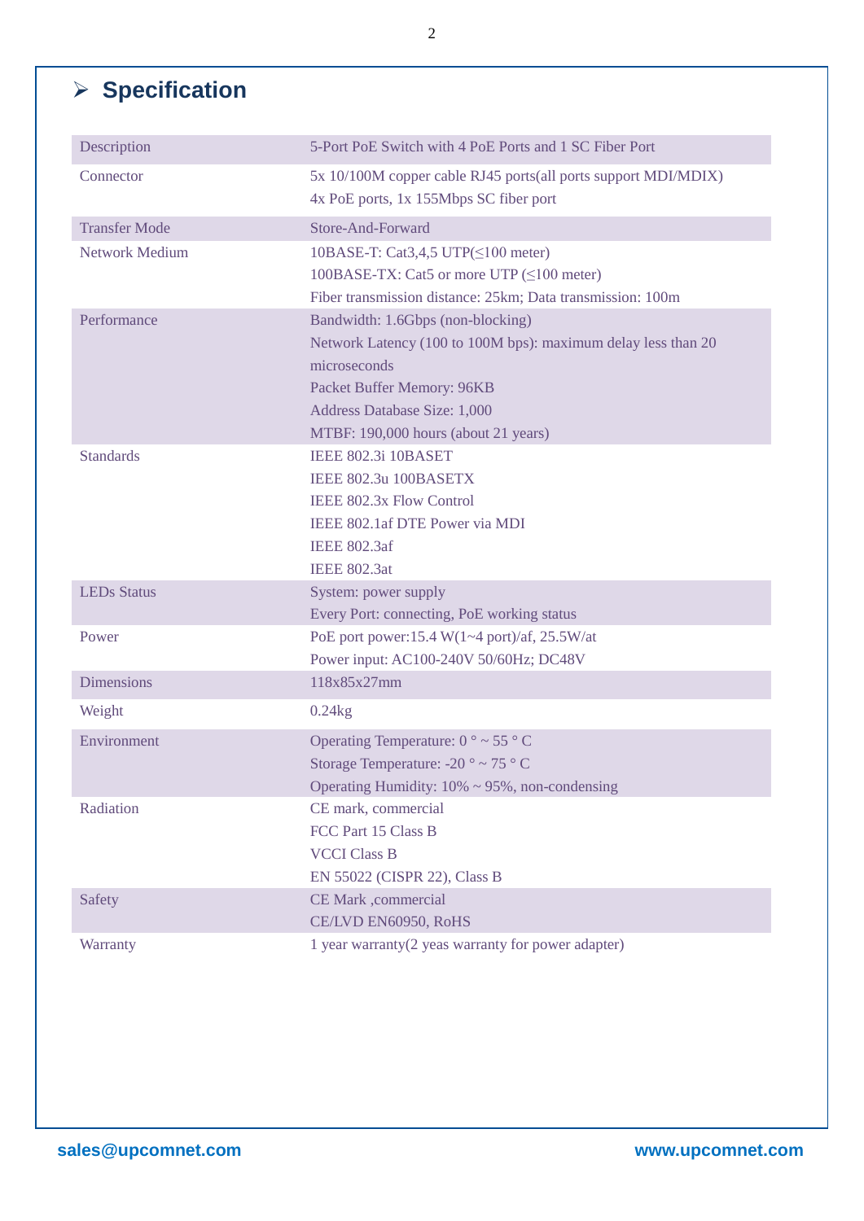## Specification

| | |
|---|---|
| Description | 5-Port PoE Switch with 4 PoE Ports and 1 SC Fiber Port |
| Connector | 5x 10/100M copper cable RJ45 ports(all ports support MDI/MDIX)<br>4x PoE ports, 1x 155Mbps SC fiber port |
| Transfer Mode | Store-And-Forward |
| Network Medium | 10BASE-T: Cat3,4,5 UTP(≤100 meter)<br>100BASE-TX: Cat5 or more UTP (≤100 meter)<br>Fiber transmission distance: 25km; Data transmission: 100m |
| Performance | Bandwidth: 1.6Gbps (non-blocking)<br>Network Latency (100 to 100M bps): maximum delay less than 20 microseconds<br>Packet Buffer Memory: 96KB<br>Address Database Size: 1,000<br>MTBF: 190,000 hours (about 21 years) |
| Standards | IEEE 802.3i 10BASET<br>IEEE 802.3u 100BASETX<br>IEEE 802.3x Flow Control<br>IEEE 802.1af DTE Power via MDI<br>IEEE 802.3af<br>IEEE 802.3at |
| LEDs Status | System: power supply<br>Every Port: connecting, PoE working status |
| Power | PoE port power:15.4 W(1~4 port)/af, 25.5W/at<br>Power input: AC100-240V 50/60Hz; DC48V |
| Dimensions | 118x85x27mm |
| Weight | 0.24kg |
| Environment | Operating Temperature: 0 ° ~ 55 ° C<br>Storage Temperature: -20 ° ~ 75 ° C<br>Operating Humidity: 10% ~ 95%, non-condensing |
| Radiation | CE mark, commercial<br>FCC Part 15 Class B<br>VCCI Class B<br>EN 55022 (CISPR 22), Class B |
| Safety | CE Mark ,commercial<br>CE/LVD EN60950, RoHS |
| Warranty | 1 year warranty(2 yeas warranty for power adapter) |

sales@upcomnet.com

www.upcomnet.com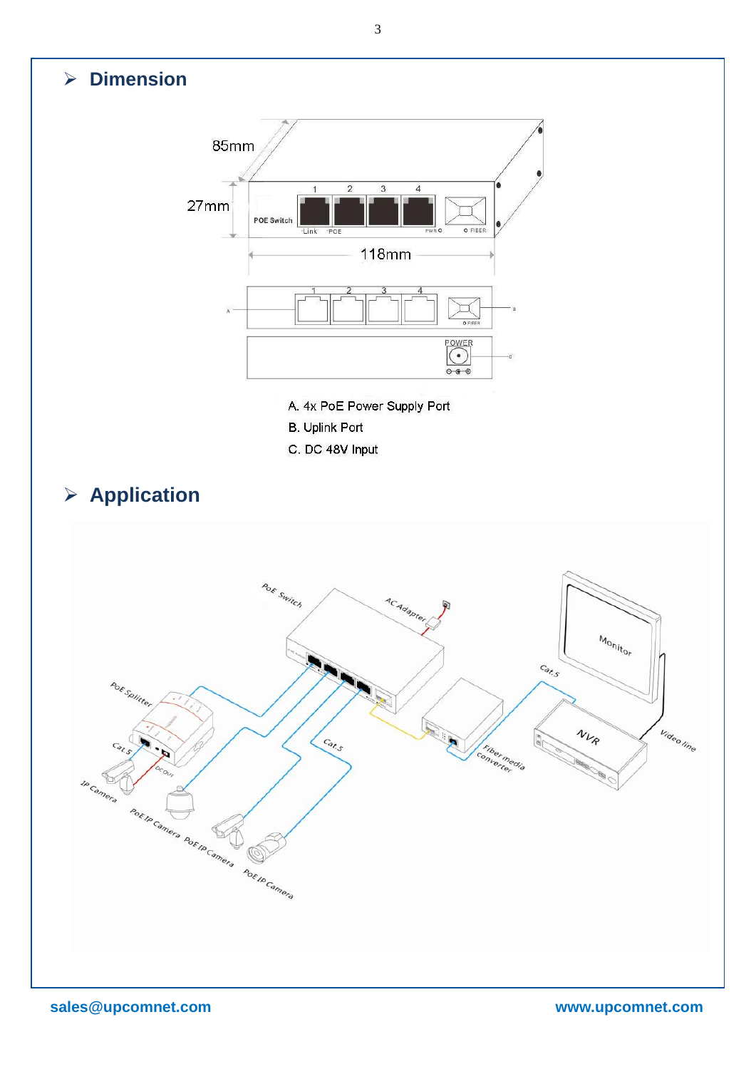## Dimension

A. 4x PoE Power Supply Port

B. Uplink Port

C. DC 48V Input

## Application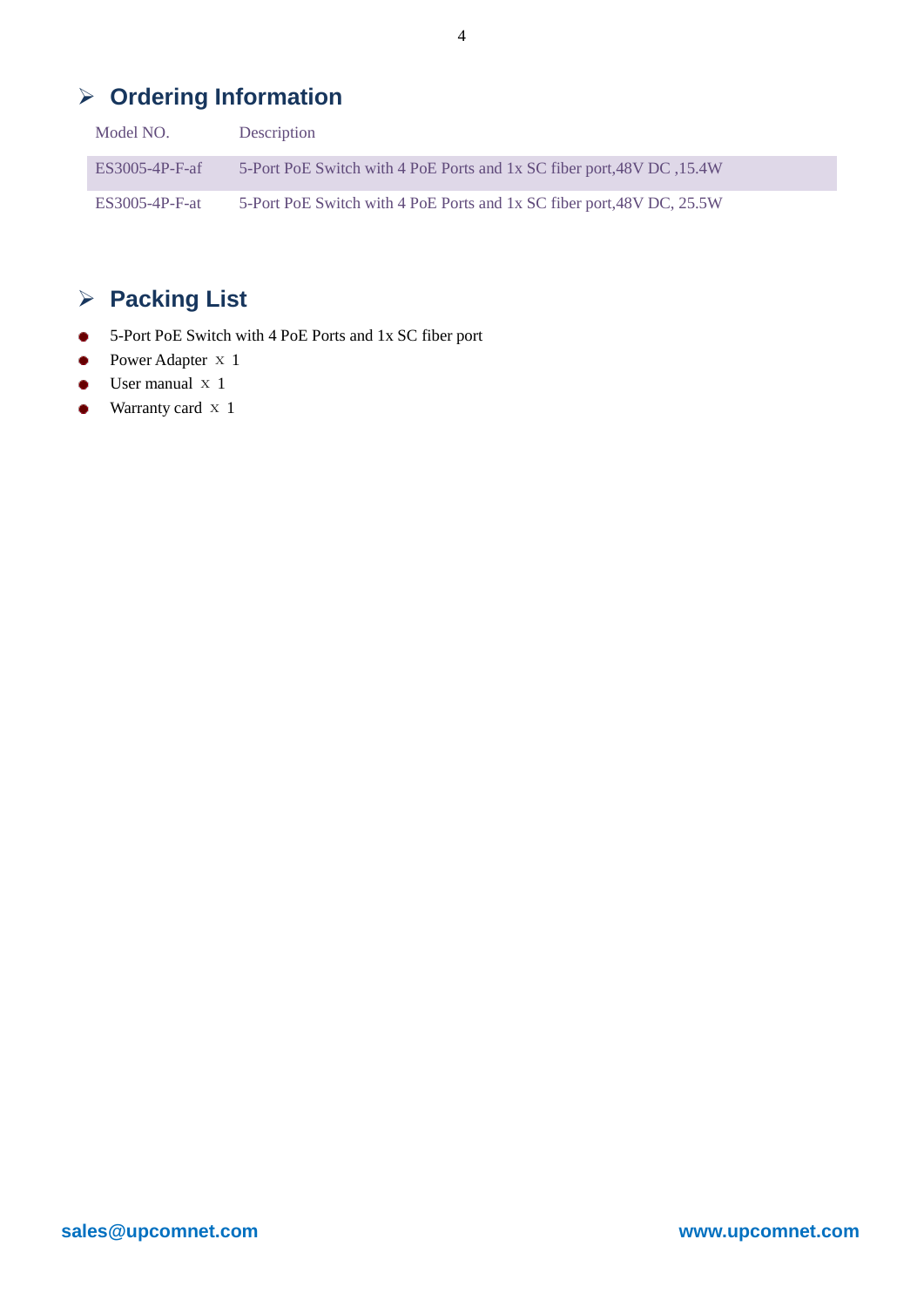## Ordering Information

| Model NO. | Description |
|---|---|
| ES3005-4P-F-af | 5-Port PoE Switch with 4 PoE Ports and 1x SC fiber port,48V DC ,15.4W |
| ES3005-4P-F-at | 5-Port PoE Switch with 4 PoE Ports and 1x SC fiber port,48V DC, 25.5W |

## Packing List

- 5-Port PoE Switch with 4 PoE Ports and 1x SC fiber port
- Power Adapter X 1
- User manual X 1
- Warranty card X 1